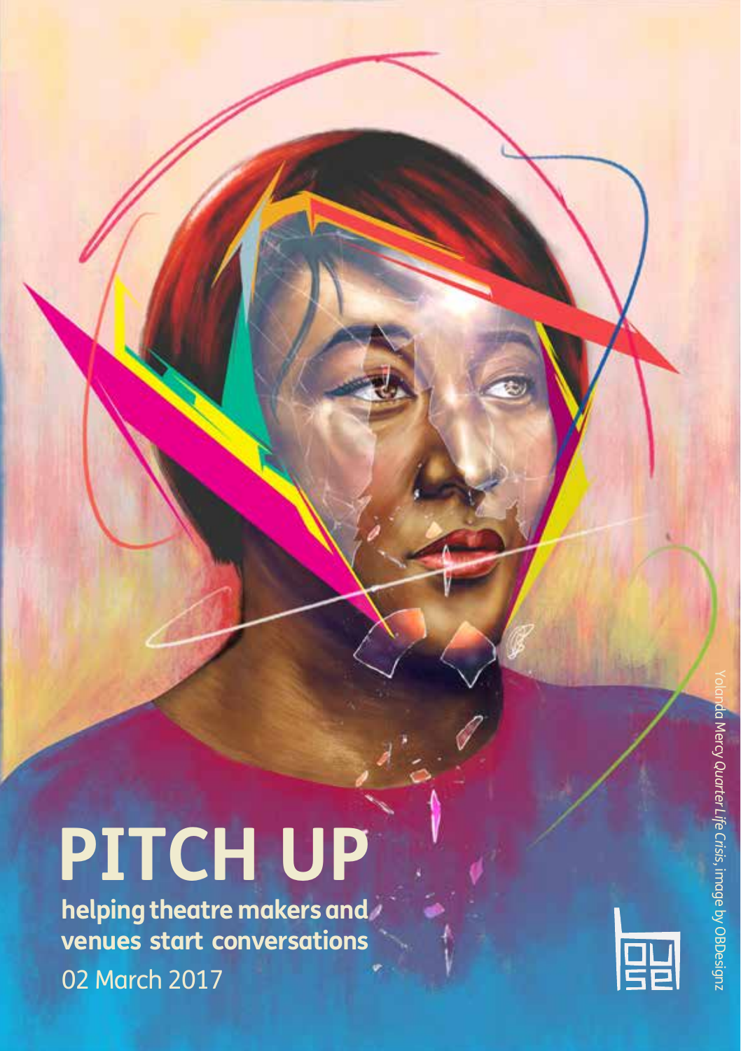# PITCH UP

**helping theatre makers and venues start conversations**

02 March 2017

Yolanda Mercy *Quarter Life Crisis*, image by OBDesignz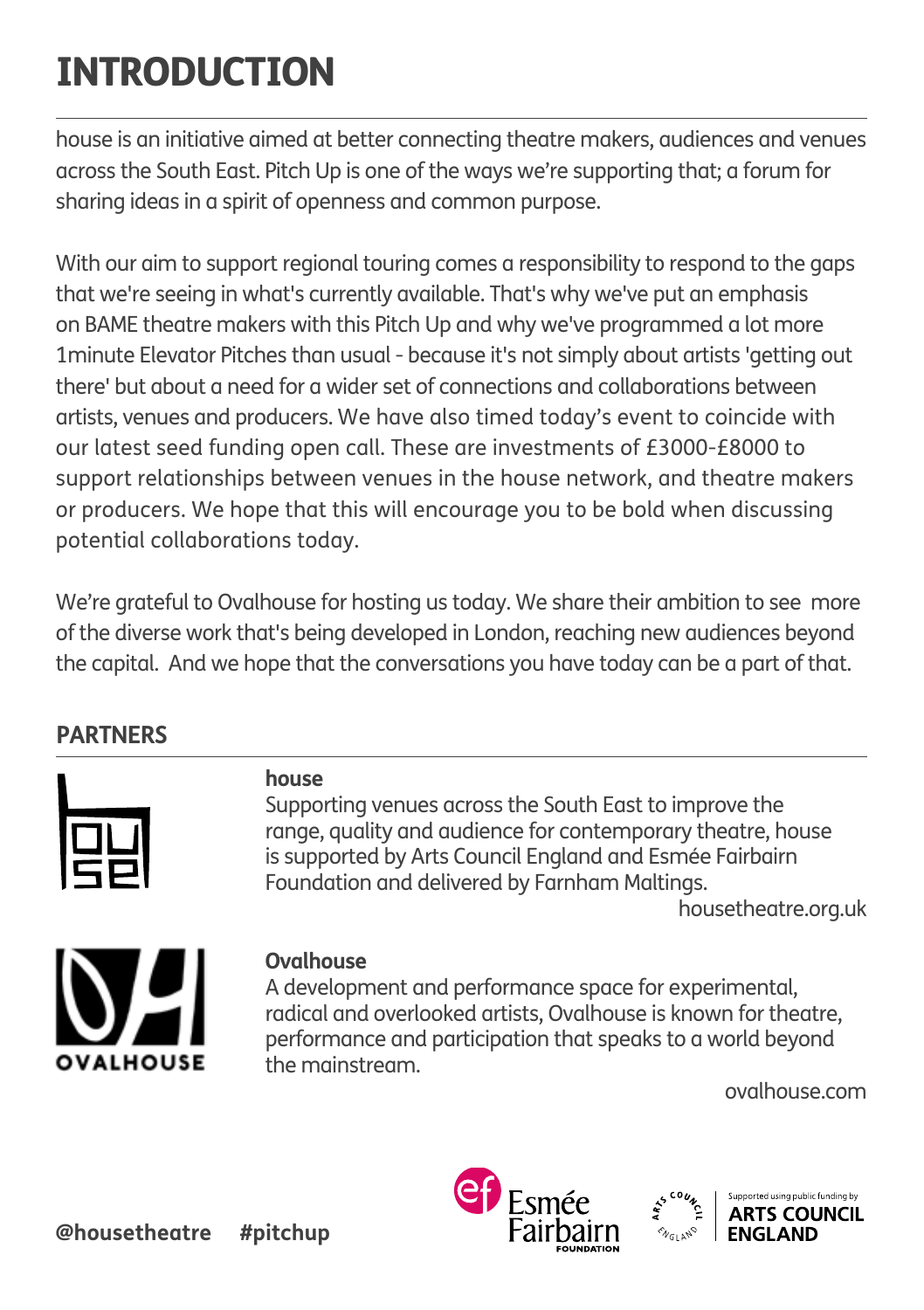# INTRODUCTION

house is an initiative aimed at better connecting theatre makers, audiences and venues across the South East. Pitch Up is one of the ways we're supporting that; a forum for sharing ideas in a spirit of openness and common purpose.

With our aim to support regional touring comes a responsibility to respond to the gaps that we're seeing in what's currently available. That's why we've put an emphasis on BAME theatre makers with this Pitch Up and why we've programmed a lot more 1minute Elevator Pitches than usual - because it's not simply about artists 'getting out there' but about a need for a wider set of connections and collaborations between artists, venues and producers. We have also timed today's event to coincide with our latest seed funding open call. These are investments of £3000-£8000 to support relationships between venues in the house network, and theatre makers or producers. We hope that this will encourage you to be bold when discussing potential collaborations today.

We're grateful to Ovalhouse for hosting us today. We share their ambition to see more of the diverse work that's being developed in London, reaching new audiences beyond the capital. And we hope that the conversations you have today can be a part of that.

## PARTNERS

**house**
Supporting venues across the South East to improve the range, quality and audience for contemporary theatre, house is supported by Arts Council England and Esmée Fairbairn Foundation and delivered by Farnham Maltings.
housetheatre.org.uk

**Ovalhouse**
A development and performance space for experimental, radical and overlooked artists, Ovalhouse is known for theatre, performance and participation that speaks to a world beyond the mainstream.
ovalhouse.com

Esmée Fairbairn Foundation

Supported using public funding by Arts Council England

**@housetheatre** **#pitchup**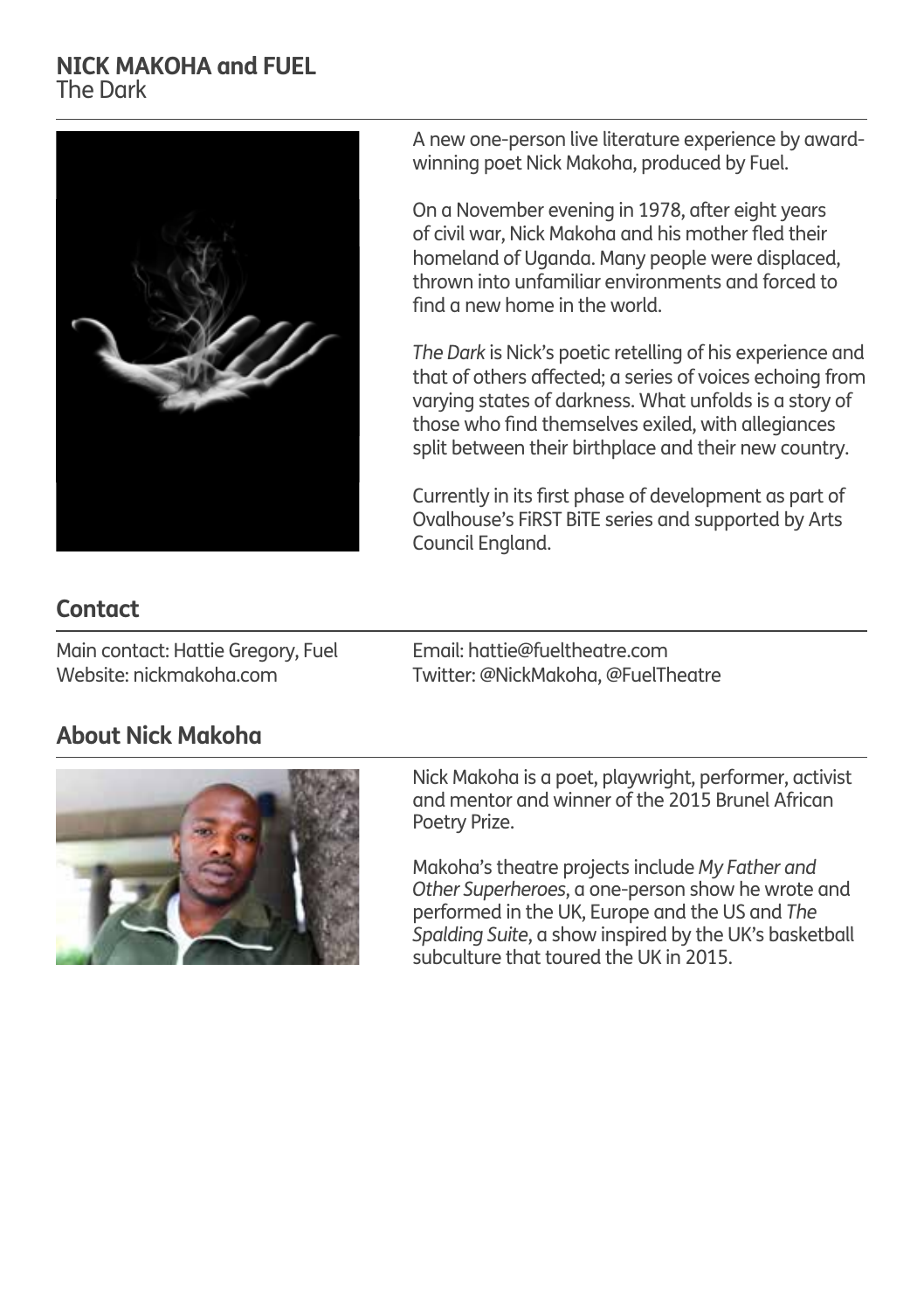**NICK MAKOHA and FUEL**
The Dark

A new one-person live literature experience by award-winning poet Nick Makoha, produced by Fuel.

On a November evening in 1978, after eight years of civil war, Nick Makoha and his mother fled their homeland of Uganda. Many people were displaced, thrown into unfamiliar environments and forced to find a new home in the world.

*The Dark* is Nick's poetic retelling of his experience and that of others affected; a series of voices echoing from varying states of darkness. What unfolds is a story of those who find themselves exiled, with allegiances split between their birthplace and their new country.

Currently in its first phase of development as part of Ovalhouse's FiRST BiTE series and supported by Arts Council England.

## Contact

Main contact: Hattie Gregory, Fuel
Website: nickmakoha.com

Email: hattie@fueltheatre.com
Twitter: @NickMakoha, @FuelTheatre

## About Nick Makoha

Nick Makoha is a poet, playwright, performer, activist and mentor and winner of the 2015 Brunel African Poetry Prize.

Makoha's theatre projects include *My Father and Other Superheroes*, a one-person show he wrote and performed in the UK, Europe and the US and *The Spalding Suite*, a show inspired by the UK's basketball subculture that toured the UK in 2015.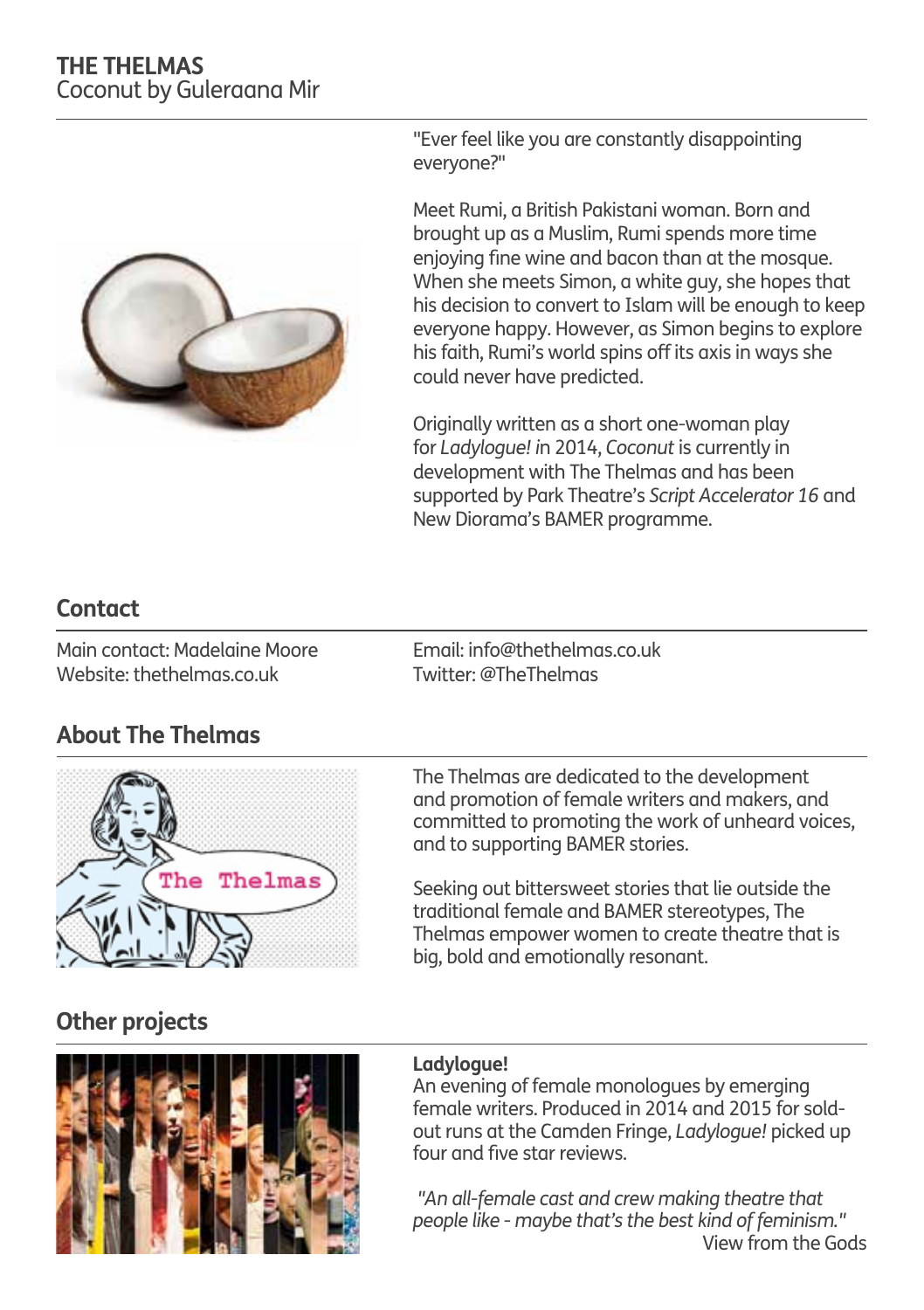# THE THELMAS

Coconut by Guleraana Mir

"Ever feel like you are constantly disappointing everyone?"

Meet Rumi, a British Pakistani woman. Born and brought up as a Muslim, Rumi spends more time enjoying fine wine and bacon than at the mosque. When she meets Simon, a white guy, she hopes that his decision to convert to Islam will be enough to keep everyone happy. However, as Simon begins to explore his faith, Rumi's world spins off its axis in ways she could never have predicted.

Originally written as a short one-woman play for *Ladylogue!* in 2014, *Coconut* is currently in development with The Thelmas and has been supported by Park Theatre's *Script Accelerator 16* and New Diorama's BAMER programme.

## Contact

Main contact: Madelaine Moore
Website: thethelmas.co.uk

Email: info@thethelmas.co.uk
Twitter: @TheThelmas

## About The Thelmas

The Thelmas are dedicated to the development and promotion of female writers and makers, and committed to promoting the work of unheard voices, and to supporting BAMER stories.

Seeking out bittersweet stories that lie outside the traditional female and BAMER stereotypes, The Thelmas empower women to create theatre that is big, bold and emotionally resonant.

## Other projects

**Ladylogue!**
An evening of female monologues by emerging female writers. Produced in 2014 and 2015 for sold-out runs at the Camden Fringe, *Ladylogue!* picked up four and five star reviews.

*"An all-female cast and crew making theatre that people like - maybe that's the best kind of feminism."*
View from the Gods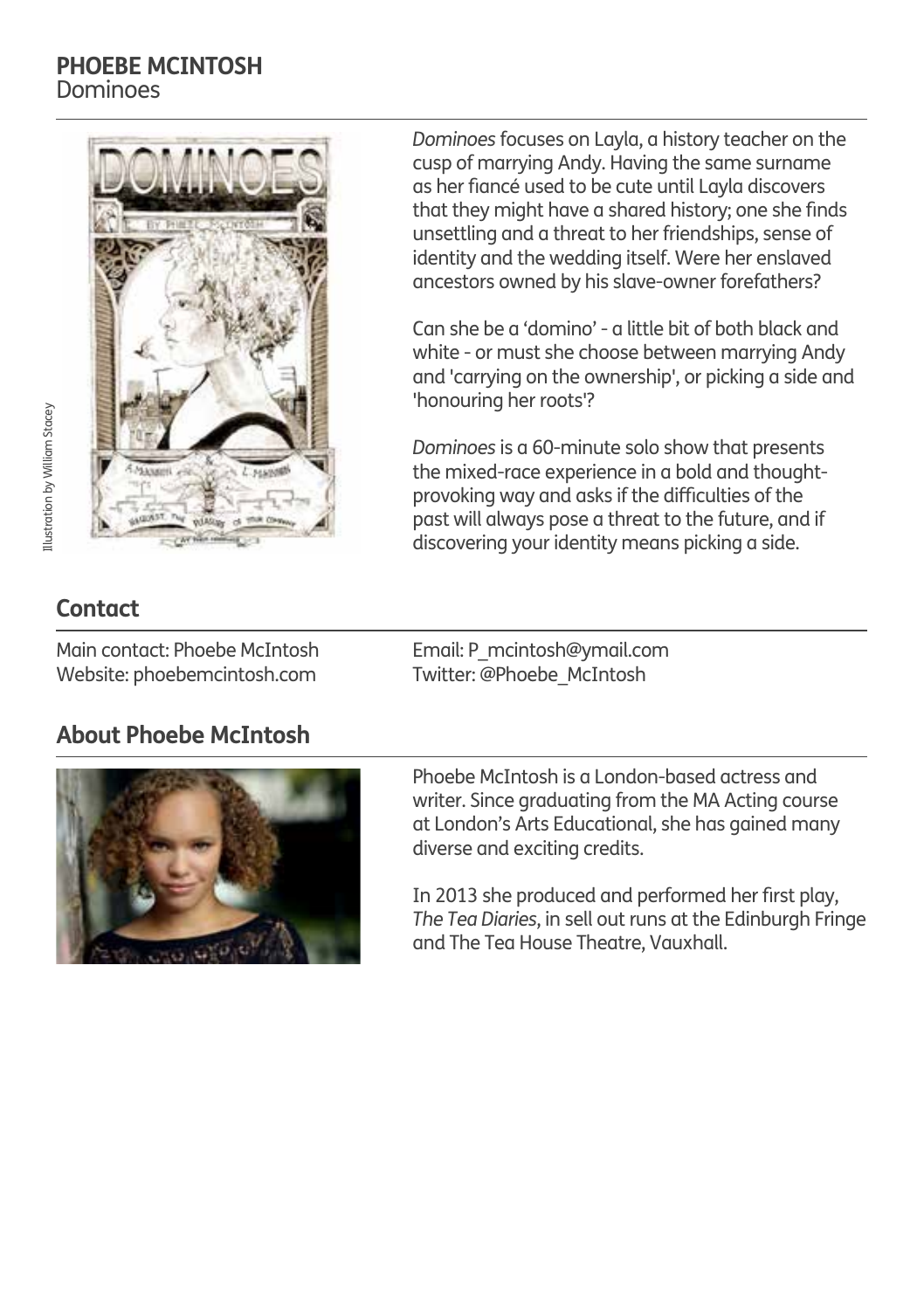## PHOEBE MCINTOSH
Dominoes

Illustration by William Stacey

*Dominoes* focuses on Layla, a history teacher on the cusp of marrying Andy. Having the same surname as her fiancé used to be cute until Layla discovers that they might have a shared history; one she finds unsettling and a threat to her friendships, sense of identity and the wedding itself. Were her enslaved ancestors owned by his slave-owner forefathers?

Can she be a 'domino' - a little bit of both black and white - or must she choose between marrying Andy and 'carrying on the ownership', or picking a side and 'honouring her roots'?

*Dominoes* is a 60-minute solo show that presents the mixed-race experience in a bold and thought-provoking way and asks if the difficulties of the past will always pose a threat to the future, and if discovering your identity means picking a side.

## Contact

Main contact: Phoebe McIntosh
Website: phoebemcintosh.com
Email: P_mcintosh@ymail.com
Twitter: @Phoebe_McIntosh

## About Phoebe McIntosh

Phoebe McIntosh is a London-based actress and writer. Since graduating from the MA Acting course at London's Arts Educational, she has gained many diverse and exciting credits.

In 2013 she produced and performed her first play, *The Tea Diaries*, in sell out runs at the Edinburgh Fringe and The Tea House Theatre, Vauxhall.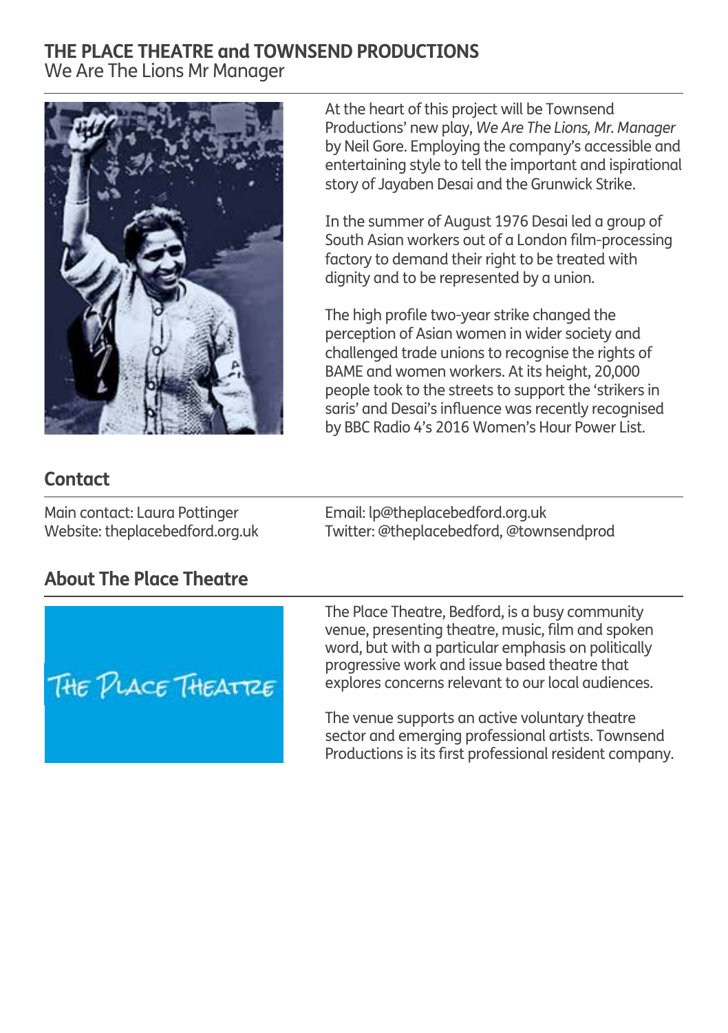# THE PLACE THEATRE and TOWNSEND PRODUCTIONS

We Are The Lions Mr Manager

At the heart of this project will be Townsend Productions' new play, *We Are The Lions, Mr. Manager* by Neil Gore. Employing the company's accessible and entertaining style to tell the important and ispirational story of Jayaben Desai and the Grunwick Strike.

In the summer of August 1976 Desai led a group of South Asian workers out of a London film-processing factory to demand their right to be treated with dignity and to be represented by a union.

The high profile two-year strike changed the perception of Asian women in wider society and challenged trade unions to recognise the rights of BAME and women workers. At its height, 20,000 people took to the streets to support the 'strikers in saris' and Desai's influence was recently recognised by BBC Radio 4's 2016 Women's Hour Power List.

## Contact

Main contact: Laura Pottinger
Website: theplacebedford.org.uk
Email: lp@theplacebedford.org.uk
Twitter: @theplacebedford, @townsendprod

## About The Place Theatre

The Place Theatre, Bedford, is a busy community venue, presenting theatre, music, film and spoken word, but with a particular emphasis on politically progressive work and issue based theatre that explores concerns relevant to our local audiences.

The venue supports an active voluntary theatre sector and emerging professional artists. Townsend Productions is its first professional resident company.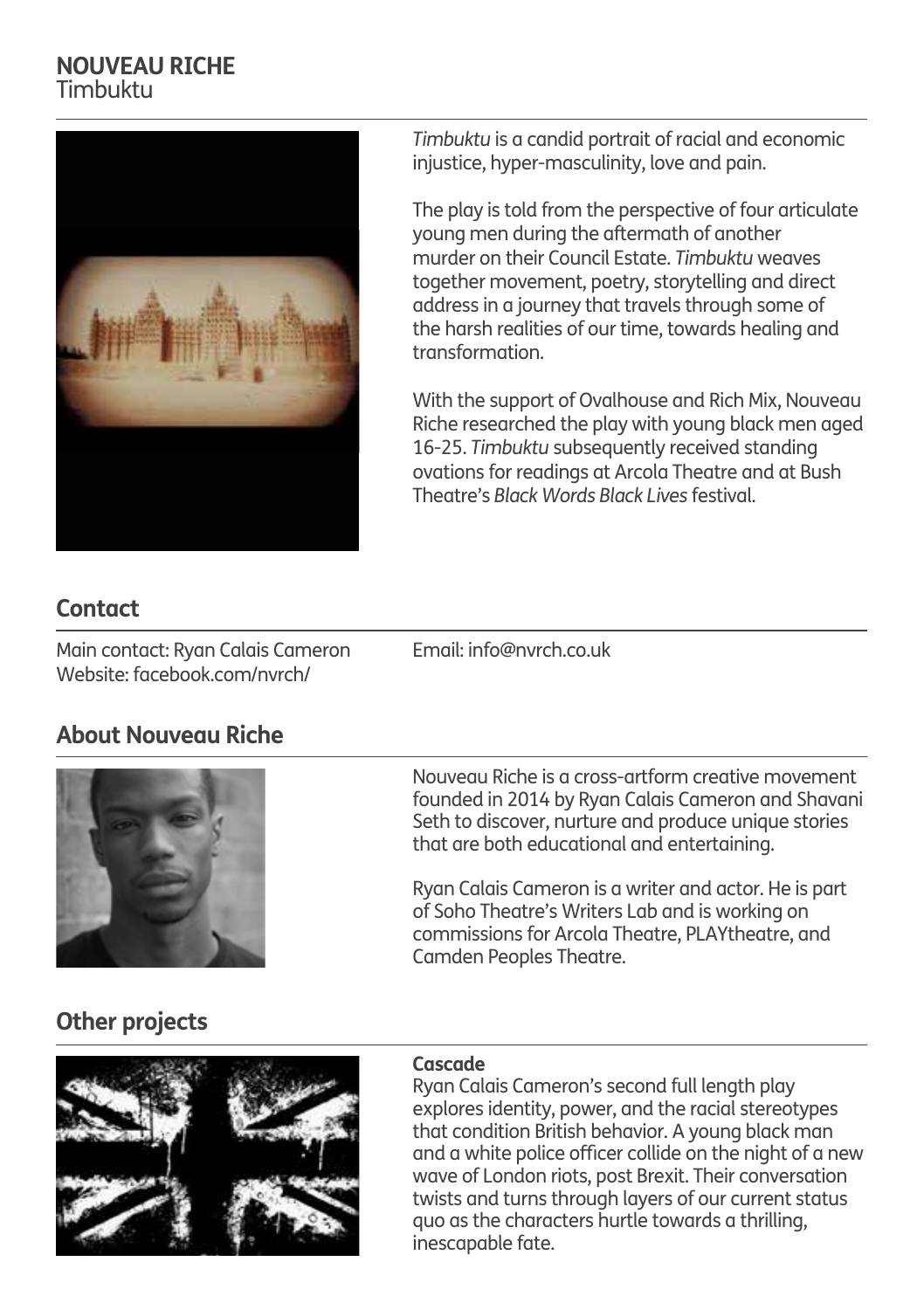# NOUVEAU RICHE
Timbuktu

*Timbuktu* is a candid portrait of racial and economic injustice, hyper-masculinity, love and pain.

The play is told from the perspective of four articulate young men during the aftermath of another murder on their Council Estate. *Timbuktu* weaves together movement, poetry, storytelling and direct address in a journey that travels through some of the harsh realities of our time, towards healing and transformation.

With the support of Ovalhouse and Rich Mix, Nouveau Riche researched the play with young black men aged 16-25. *Timbuktu* subsequently received standing ovations for readings at Arcola Theatre and at Bush Theatre's *Black Words Black Lives* festival.

## Contact

Main contact: Ryan Calais Cameron
Website: facebook.com/nvrch/
Email: info@nvrch.co.uk

## About Nouveau Riche

Nouveau Riche is a cross-artform creative movement founded in 2014 by Ryan Calais Cameron and Shavani Seth to discover, nurture and produce unique stories that are both educational and entertaining.

Ryan Calais Cameron is a writer and actor. He is part of Soho Theatre's Writers Lab and is working on commissions for Arcola Theatre, PLAYtheatre, and Camden Peoples Theatre.

## Other projects

**Cascade**
Ryan Calais Cameron's second full length play explores identity, power, and the racial stereotypes that condition British behavior. A young black man and a white police officer collide on the night of a new wave of London riots, post Brexit. Their conversation twists and turns through layers of our current status quo as the characters hurtle towards a thrilling, inescapable fate.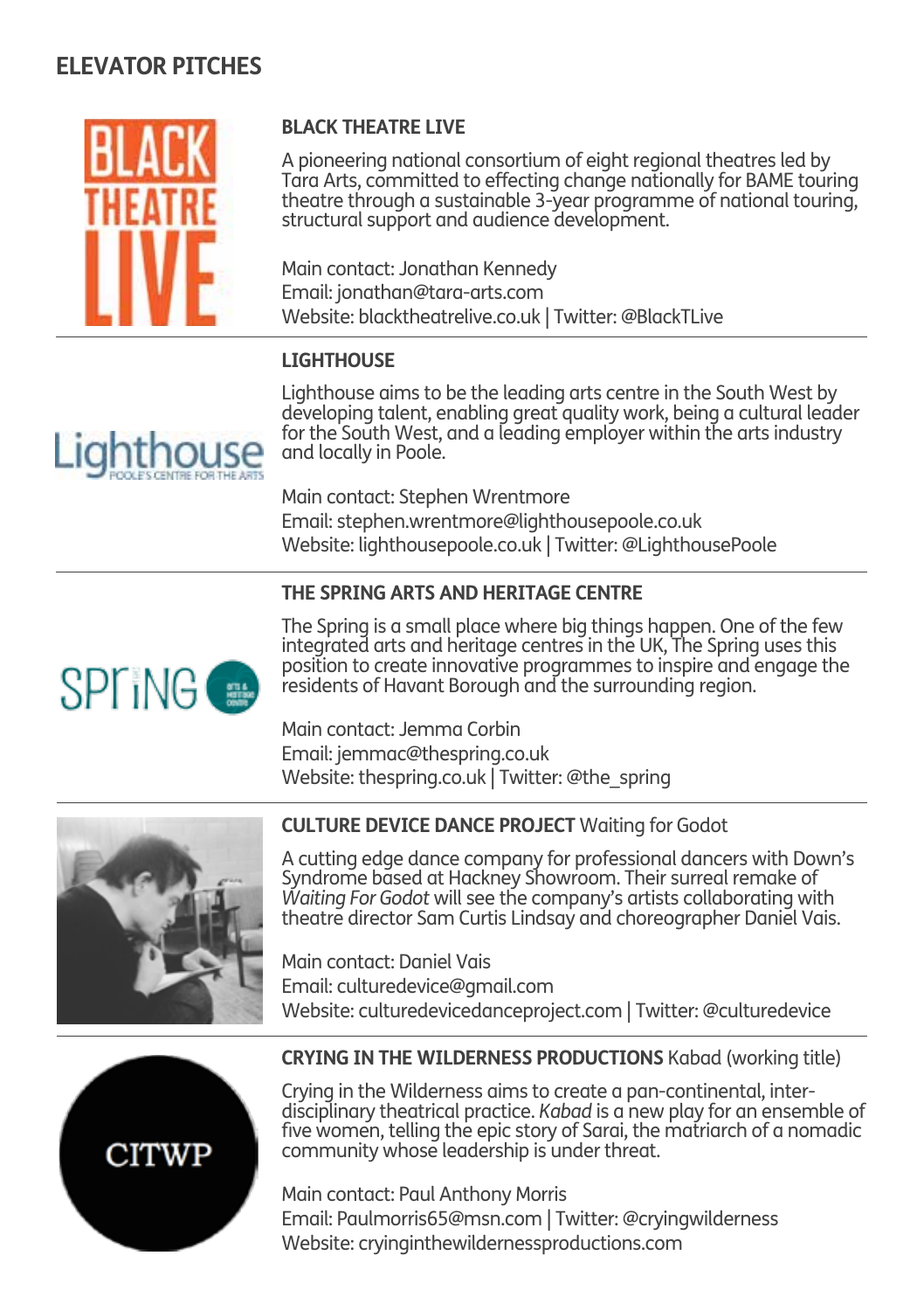## ELEVATOR PITCHES

### BLACK THEATRE LIVE

A pioneering national consortium of eight regional theatres led by Tara Arts, committed to effecting change nationally for BAME touring theatre through a sustainable 3-year programme of national touring, structural support and audience development.

Main contact: Jonathan Kennedy
Email: jonathan@tara-arts.com
Website: blacktheatrelive.co.uk | Twitter: @BlackTLive

### LIGHTHOUSE

Lighthouse aims to be the leading arts centre in the South West by developing talent, enabling great quality work, being a cultural leader for the South West, and a leading employer within the arts industry and locally in Poole.

Main contact: Stephen Wrentmore
Email: stephen.wrentmore@lighthousepoole.co.uk
Website: lighthousepoole.co.uk | Twitter: @LighthousePoole

### THE SPRING ARTS AND HERITAGE CENTRE

The Spring is a small place where big things happen. One of the few integrated arts and heritage centres in the UK, The Spring uses this position to create innovative programmes to inspire and engage the residents of Havant Borough and the surrounding region.

Main contact: Jemma Corbin
Email: jemmac@thespring.co.uk
Website: thespring.co.uk | Twitter: @the_spring

### CULTURE DEVICE DANCE PROJECT Waiting for Godot

A cutting edge dance company for professional dancers with Down's Syndrome based at Hackney Showroom. Their surreal remake of *Waiting For Godot* will see the company's artists collaborating with theatre director Sam Curtis Lindsay and choreographer Daniel Vais.

Main contact: Daniel Vais
Email: culturedevice@gmail.com
Website: culturedevicedanceproject.com | Twitter: @culturedevice

### CRYING IN THE WILDERNESS PRODUCTIONS Kabad (working title)

Crying in the Wilderness aims to create a pan-continental, inter-disciplinary theatrical practice. *Kabad* is a new play for an ensemble of five women, telling the epic story of Sarai, the matriarch of a nomadic community whose leadership is under threat.

Main contact: Paul Anthony Morris
Email: Paulmorris65@msn.com | Twitter: @cryingwilderness
Website: cryinginthewildernessproductions.com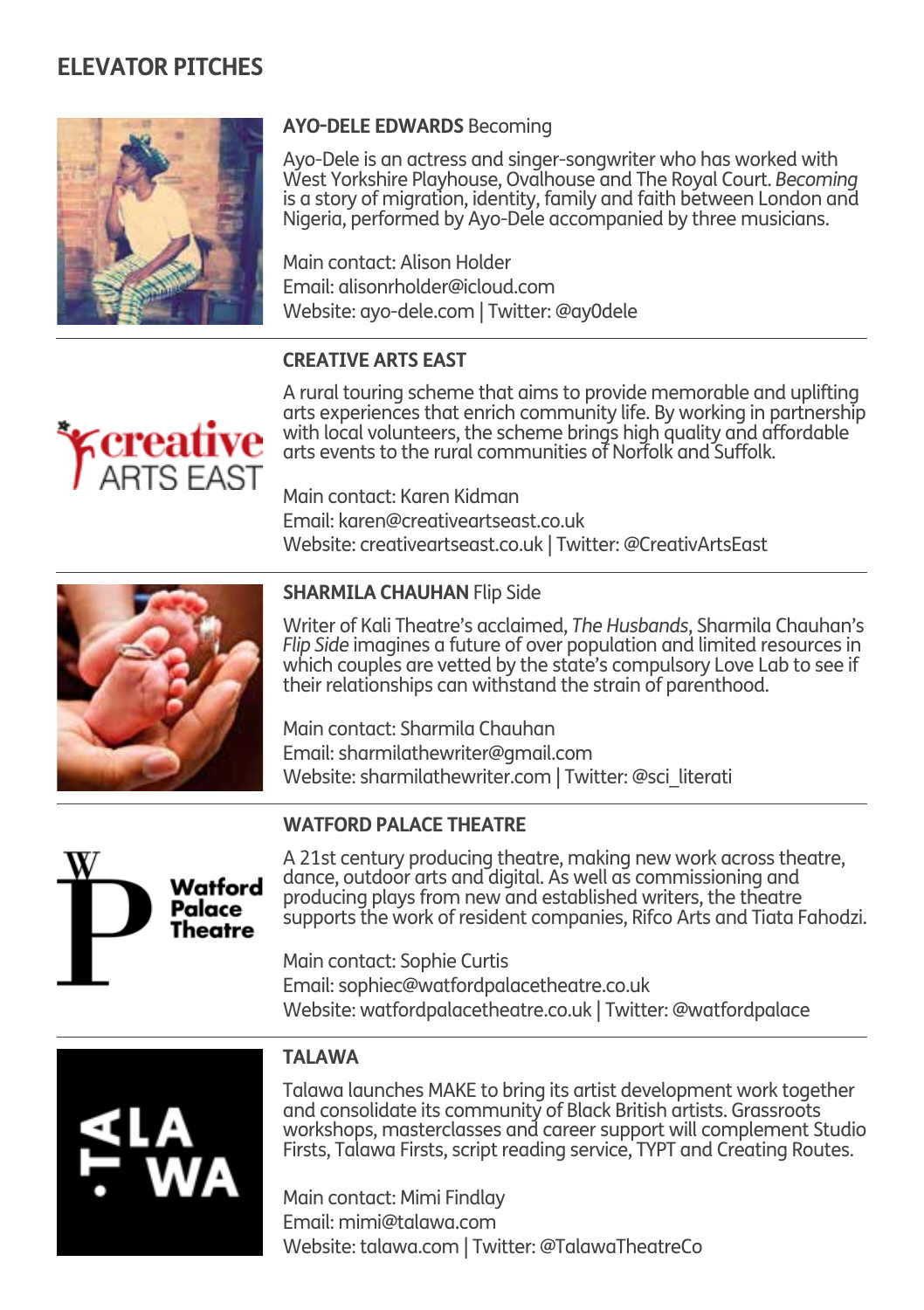## ELEVATOR PITCHES

**AYO-DELE EDWARDS** Becoming

Ayo-Dele is an actress and singer-songwriter who has worked with West Yorkshire Playhouse, Ovalhouse and The Royal Court. *Becoming* is a story of migration, identity, family and faith between London and Nigeria, performed by Ayo-Dele accompanied by three musicians.

Main contact: Alison Holder
Email: alisonrholder@icloud.com
Website: ayo-dele.com | Twitter: @ay0dele

---

**CREATIVE ARTS EAST**

A rural touring scheme that aims to provide memorable and uplifting arts experiences that enrich community life. By working in partnership with local volunteers, the scheme brings high quality and affordable arts events to the rural communities of Norfolk and Suffolk.

Main contact: Karen Kidman
Email: karen@creativeartseast.co.uk
Website: creativeartseast.co.uk | Twitter: @CreativArtsEast

---

**SHARMILA CHAUHAN** Flip Side

Writer of Kali Theatre's acclaimed, *The Husbands*, Sharmila Chauhan's *Flip Side* imagines a future of over population and limited resources in which couples are vetted by the state's compulsory Love Lab to see if their relationships can withstand the strain of parenthood.

Main contact: Sharmila Chauhan
Email: sharmilathewriter@gmail.com
Website: sharmilathewriter.com | Twitter: @sci_literati

---

**WATFORD PALACE THEATRE**

A 21st century producing theatre, making new work across theatre, dance, outdoor arts and digital. As well as commissioning and producing plays from new and established writers, the theatre supports the work of resident companies, Rifco Arts and Tiata Fahodzi.

Main contact: Sophie Curtis
Email: sophiec@watfordpalacetheatre.co.uk
Website: watfordpalacetheatre.co.uk | Twitter: @watfordpalace

---

**TALAWA**

Talawa launches MAKE to bring its artist development work together and consolidate its community of Black British artists. Grassroots workshops, masterclasses and career support will complement Studio Firsts, Talawa Firsts, script reading service, TYPT and Creating Routes.

Main contact: Mimi Findlay
Email: mimi@talawa.com
Website: talawa.com | Twitter: @TalawaTheatreCo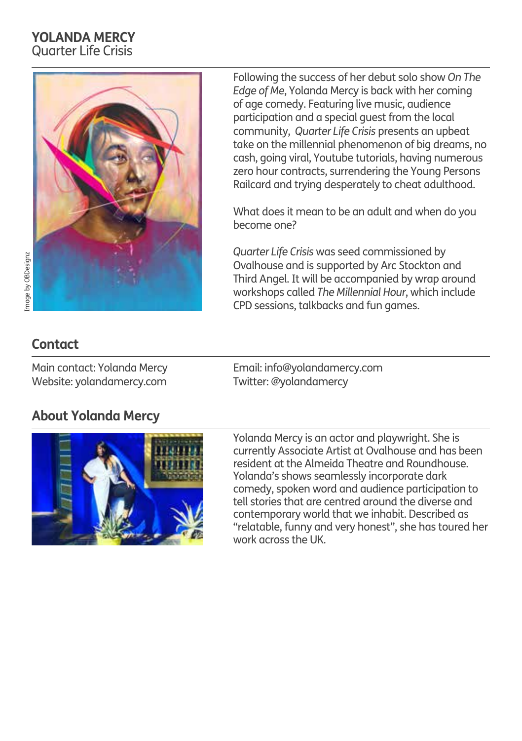# YOLANDA MERCY
Quarter Life Crisis

Image by OBDesignz

Following the success of her debut solo show *On The Edge of Me*, Yolanda Mercy is back with her coming of age comedy. Featuring live music, audience participation and a special guest from the local community, *Quarter Life Crisis* presents an upbeat take on the millennial phenomenon of big dreams, no cash, going viral, Youtube tutorials, having numerous zero hour contracts, surrendering the Young Persons Railcard and trying desperately to cheat adulthood.

What does it mean to be an adult and when do you become one?

*Quarter Life Crisis* was seed commissioned by Ovalhouse and is supported by Arc Stockton and Third Angel. It will be accompanied by wrap around workshops called *The Millennial Hour*, which include CPD sessions, talkbacks and fun games.

## Contact

Main contact: Yolanda Mercy
Website: yolandamercy.com

Email: info@yolandamercy.com
Twitter: @yolandamercy

## About Yolanda Mercy

Yolanda Mercy is an actor and playwright. She is currently Associate Artist at Ovalhouse and has been resident at the Almeida Theatre and Roundhouse. Yolanda's shows seamlessly incorporate dark comedy, spoken word and audience participation to tell stories that are centred around the diverse and contemporary world that we inhabit. Described as "relatable, funny and very honest", she has toured her work across the UK.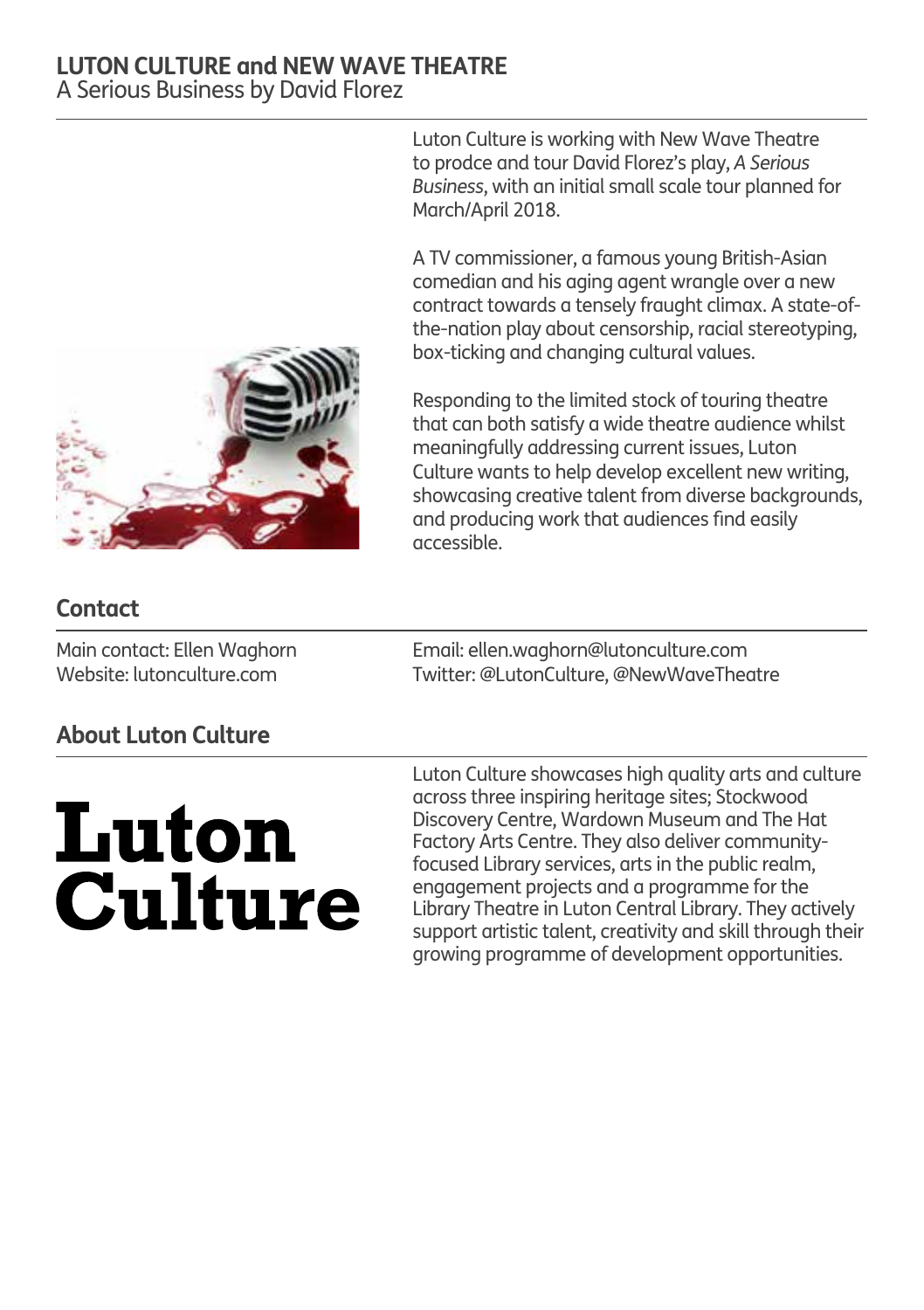# LUTON CULTURE and NEW WAVE THEATRE

A Serious Business by David Florez

Luton Culture is working with New Wave Theatre to prodce and tour David Florez's play, *A Serious Business*, with an initial small scale tour planned for March/April 2018.

A TV commissioner, a famous young British-Asian comedian and his aging agent wrangle over a new contract towards a tensely fraught climax. A state-of-the-nation play about censorship, racial stereotyping, box-ticking and changing cultural values.

Responding to the limited stock of touring theatre that can both satisfy a wide theatre audience whilst meaningfully addressing current issues, Luton Culture wants to help develop excellent new writing, showcasing creative talent from diverse backgrounds, and producing work that audiences find easily accessible.

## Contact

Main contact: Ellen Waghorn
Website: lutonculture.com

Email: ellen.waghorn@lutonculture.com
Twitter: @LutonCulture, @NewWaveTheatre

## About Luton Culture

**Luton Culture**

Luton Culture showcases high quality arts and culture across three inspiring heritage sites; Stockwood Discovery Centre, Wardown Museum and The Hat Factory Arts Centre. They also deliver community-focused Library services, arts in the public realm, engagement projects and a programme for the Library Theatre in Luton Central Library. They actively support artistic talent, creativity and skill through their growing programme of development opportunities.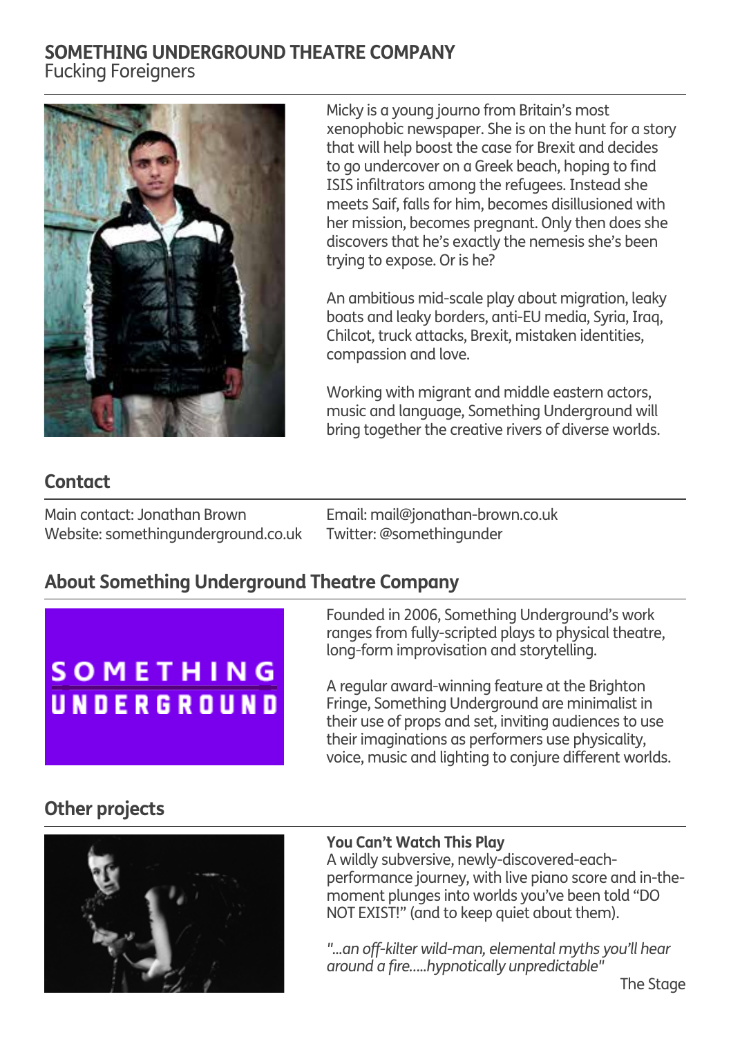## SOMETHING UNDERGROUND THEATRE COMPANY
Fucking Foreigners

Micky is a young journo from Britain's most xenophobic newspaper. She is on the hunt for a story that will help boost the case for Brexit and decides to go undercover on a Greek beach, hoping to find ISIS infiltrators among the refugees. Instead she meets Saif, falls for him, becomes disillusioned with her mission, becomes pregnant. Only then does she discovers that he's exactly the nemesis she's been trying to expose. Or is he?

An ambitious mid-scale play about migration, leaky boats and leaky borders, anti-EU media, Syria, Iraq, Chilcot, truck attacks, Brexit, mistaken identities, compassion and love.

Working with migrant and middle eastern actors, music and language, Something Underground will bring together the creative rivers of diverse worlds.

## Contact

Main contact: Jonathan Brown
Website: somethingunderground.co.uk
Email: mail@jonathan-brown.co.uk
Twitter: @somethingunder

## About Something Underground Theatre Company

Founded in 2006, Something Underground's work ranges from fully-scripted plays to physical theatre, long-form improvisation and storytelling.

A regular award-winning feature at the Brighton Fringe, Something Underground are minimalist in their use of props and set, inviting audiences to use their imaginations as performers use physicality, voice, music and lighting to conjure different worlds.

## Other projects

**You Can't Watch This Play**
A wildly subversive, newly-discovered-each-performance journey, with live piano score and in-the-moment plunges into worlds you've been told "DO NOT EXIST!" (and to keep quiet about them).

*"...an off-kilter wild-man, elemental myths you'll hear around a fire.....hypnotically unpredictable"*
The Stage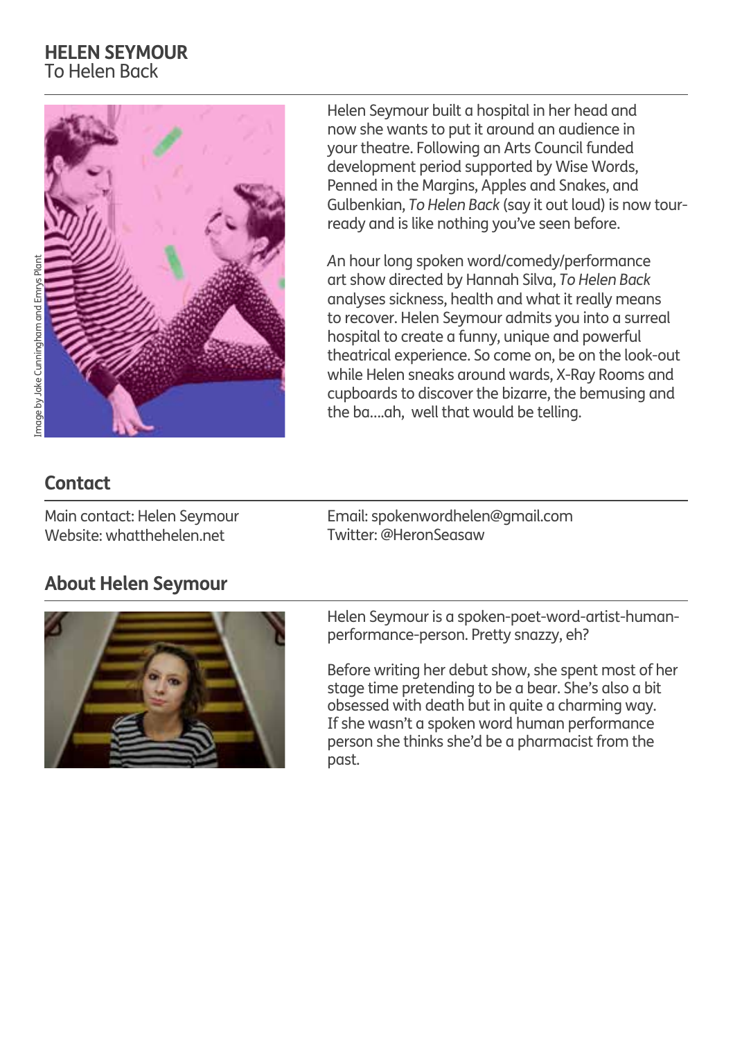# HELEN SEYMOUR

To Helen Back

Image by Jake Cunningham and Emrys Plant

Helen Seymour built a hospital in her head and now she wants to put it around an audience in your theatre. Following an Arts Council funded development period supported by Wise Words, Penned in the Margins, Apples and Snakes, and Gulbenkian, *To Helen Back* (say it out loud) is now tour-ready and is like nothing you've seen before.

*A*n hour long spoken word/comedy/performance art show directed by Hannah Silva, *To Helen Back* analyses sickness, health and what it really means to recover. Helen Seymour admits you into a surreal hospital to create a funny, unique and powerful theatrical experience. So come on, be on the look-out while Helen sneaks around wards, X-Ray Rooms and cupboards to discover the bizarre, the bemusing and the ba....ah, well that would be telling.

## Contact

Main contact: Helen Seymour
Website: whatthehelen.net

Email: spokenwordhelen@gmail.com
Twitter: @HeronSeasaw

## About Helen Seymour

Helen Seymour is a spoken-poet-word-artist-human-performance-person. Pretty snazzy, eh?

Before writing her debut show, she spent most of her stage time pretending to be a bear. She's also a bit obsessed with death but in quite a charming way. If she wasn't a spoken word human performance person she thinks she'd be a pharmacist from the past.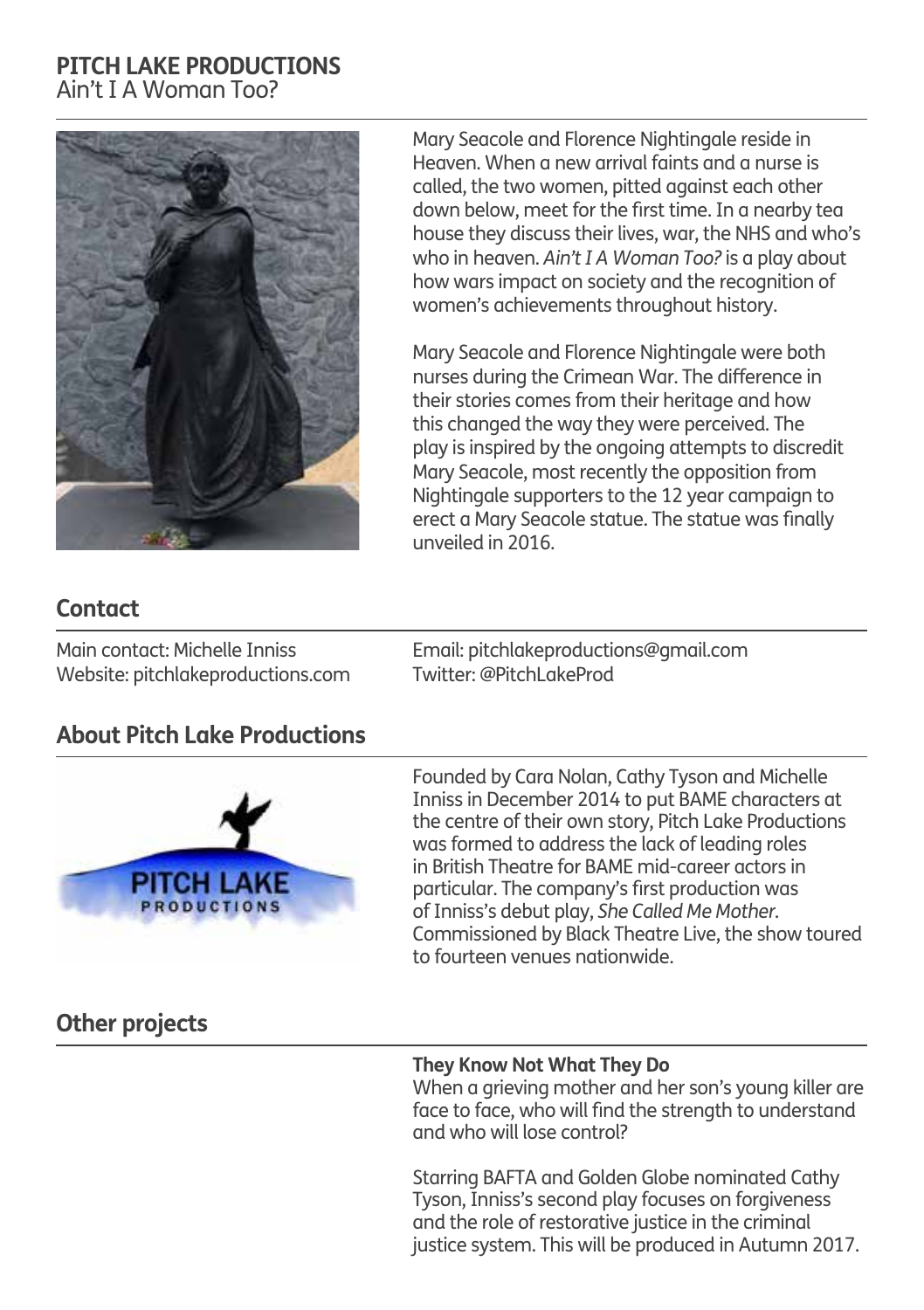# PITCH LAKE PRODUCTIONS

Ain't I A Woman Too?

Mary Seacole and Florence Nightingale reside in Heaven. When a new arrival faints and a nurse is called, the two women, pitted against each other down below, meet for the first time. In a nearby tea house they discuss their lives, war, the NHS and who's who in heaven. *Ain't I A Woman Too?* is a play about how wars impact on society and the recognition of women's achievements throughout history.

Mary Seacole and Florence Nightingale were both nurses during the Crimean War. The difference in their stories comes from their heritage and how this changed the way they were perceived. The play is inspired by the ongoing attempts to discredit Mary Seacole, most recently the opposition from Nightingale supporters to the 12 year campaign to erect a Mary Seacole statue. The statue was finally unveiled in 2016.

## Contact

Main contact: Michelle Inniss
Website: pitchlakeproductions.com
Email: pitchlakeproductions@gmail.com
Twitter: @PitchLakeProd

## About Pitch Lake Productions

Founded by Cara Nolan, Cathy Tyson and Michelle Inniss in December 2014 to put BAME characters at the centre of their own story, Pitch Lake Productions was formed to address the lack of leading roles in British Theatre for BAME mid-career actors in particular. The company's first production was of Inniss's debut play, *She Called Me Mother*. Commissioned by Black Theatre Live, the show toured to fourteen venues nationwide.

## Other projects

**They Know Not What They Do**
When a grieving mother and her son's young killer are face to face, who will find the strength to understand and who will lose control?

Starring BAFTA and Golden Globe nominated Cathy Tyson, Inniss's second play focuses on forgiveness and the role of restorative justice in the criminal justice system. This will be produced in Autumn 2017.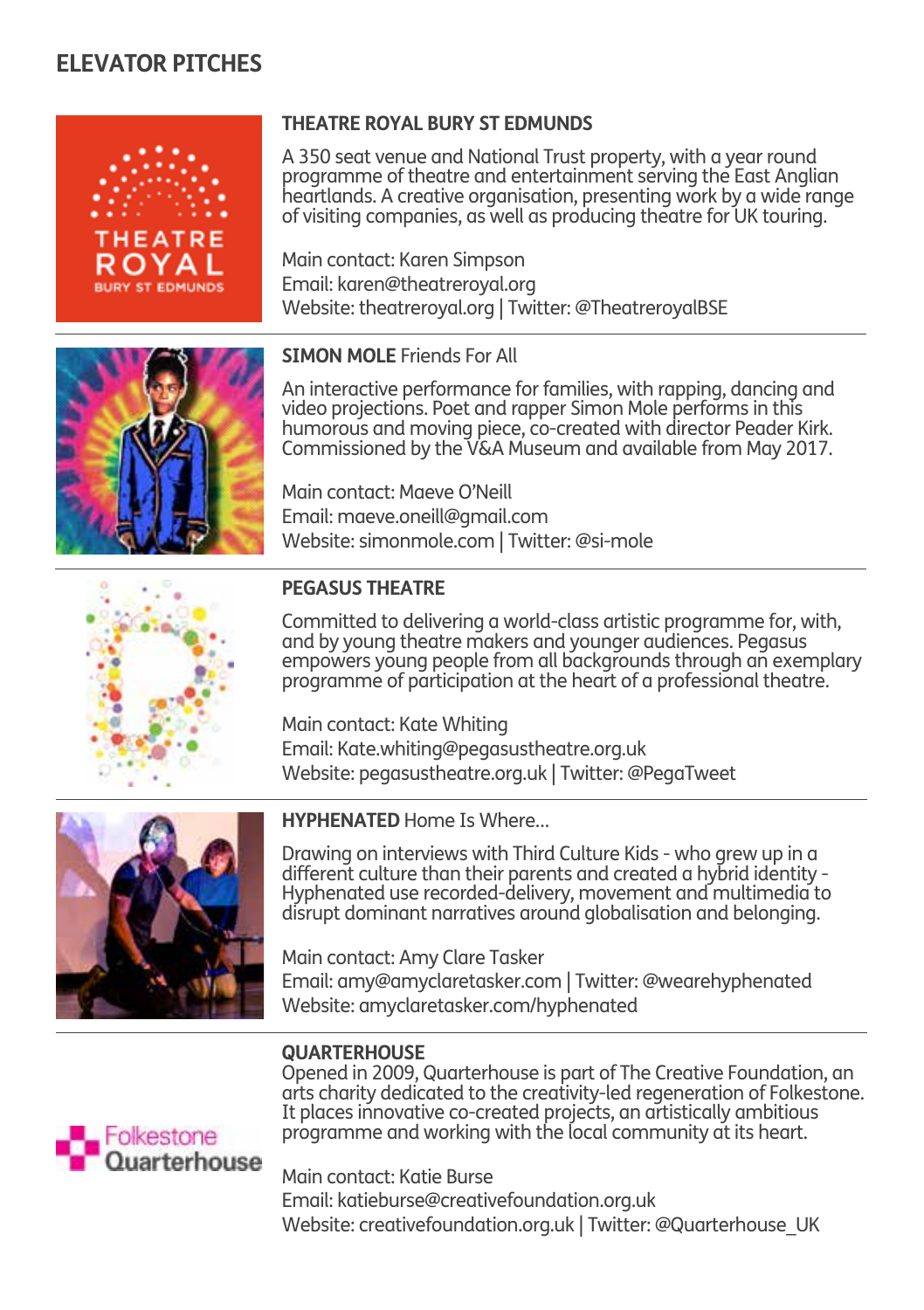# ELEVATOR PITCHES

## THEATRE ROYAL BURY ST EDMUNDS

A 350 seat venue and National Trust property, with a year round programme of theatre and entertainment serving the East Anglian heartlands. A creative organisation, presenting work by a wide range of visiting companies, as well as producing theatre for UK touring.

Main contact: Karen Simpson
Email: karen@theatreroyal.org
Website: theatreroyal.org | Twitter: @TheatreroyalBSE

## SIMON MOLE Friends For All

An interactive performance for families, with rapping, dancing and video projections. Poet and rapper Simon Mole performs in this humorous and moving piece, co-created with director Peader Kirk. Commissioned by the V&A Museum and available from May 2017.

Main contact: Maeve O'Neill
Email: maeve.oneill@gmail.com
Website: simonmole.com | Twitter: @si-mole

## PEGASUS THEATRE

Committed to delivering a world-class artistic programme for, with, and by young theatre makers and younger audiences. Pegasus empowers young people from all backgrounds through an exemplary programme of participation at the heart of a professional theatre.

Main contact: Kate Whiting
Email: Kate.whiting@pegasustheatre.org.uk
Website: pegasustheatre.org.uk | Twitter: @PegaTweet

## HYPHENATED Home Is Where...

Drawing on interviews with Third Culture Kids - who grew up in a different culture than their parents and created a hybrid identity - Hyphenated use recorded-delivery, movement and multimedia to disrupt dominant narratives around globalisation and belonging.

Main contact: Amy Clare Tasker
Email: amy@amyclaretasker.com | Twitter: @wearehyphenated
Website: amyclaretasker.com/hyphenated

## QUARTERHOUSE

Opened in 2009, Quarterhouse is part of The Creative Foundation, an arts charity dedicated to the creativity-led regeneration of Folkestone. It places innovative co-created projects, an artistically ambitious programme and working with the local community at its heart.

Main contact: Katie Burse
Email: katieburse@creativefoundation.org.uk
Website: creativefoundation.org.uk | Twitter: @Quarterhouse_UK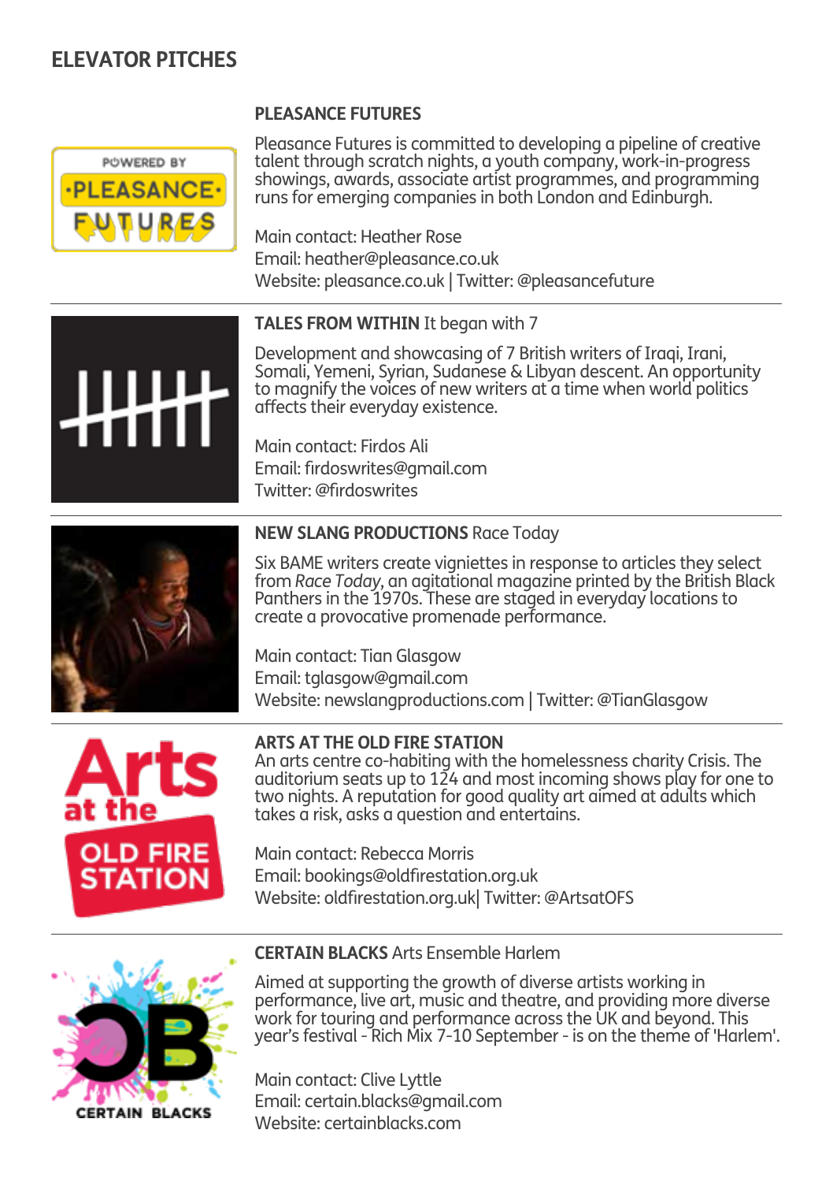# ELEVATOR PITCHES

## PLEASANCE FUTURES

Pleasance Futures is committed to developing a pipeline of creative talent through scratch nights, a youth company, work-in-progress showings, awards, associate artist programmes, and programming runs for emerging companies in both London and Edinburgh.

Main contact: Heather Rose
Email: heather@pleasance.co.uk
Website: pleasance.co.uk | Twitter: @pleasancefuture

---

## TALES FROM WITHIN It began with 7

Development and showcasing of 7 British writers of Iraqi, Irani, Somali, Yemeni, Syrian, Sudanese & Libyan descent. An opportunity to magnify the voices of new writers at a time when world politics affects their everyday existence.

Main contact: Firdos Ali
Email: firdoswrites@gmail.com
Twitter: @firdoswrites

---

## NEW SLANG PRODUCTIONS Race Today

Six BAME writers create vignettes in response to articles they select from *Race Today*, an agitational magazine printed by the British Black Panthers in the 1970s. These are staged in everyday locations to create a provocative promenade performance.

Main contact: Tian Glasgow
Email: tglasgow@gmail.com
Website: newslangproductions.com | Twitter: @TianGlasgow

---

## ARTS AT THE OLD FIRE STATION

An arts centre co-habiting with the homelessness charity Crisis. The auditorium seats up to 124 and most incoming shows play for one to two nights. A reputation for good quality art aimed at adults which takes a risk, asks a question and entertains.

Main contact: Rebecca Morris
Email: bookings@oldfirestation.org.uk
Website: oldfirestation.org.uk| Twitter: @ArtsatOFS

---

## CERTAIN BLACKS Arts Ensemble Harlem

Aimed at supporting the growth of diverse artists working in performance, live art, music and theatre, and providing more diverse work for touring and performance across the UK and beyond. This year's festival - Rich Mix 7-10 September - is on the theme of 'Harlem'.

Main contact: Clive Lyttle
Email: certain.blacks@gmail.com
Website: certainblacks.com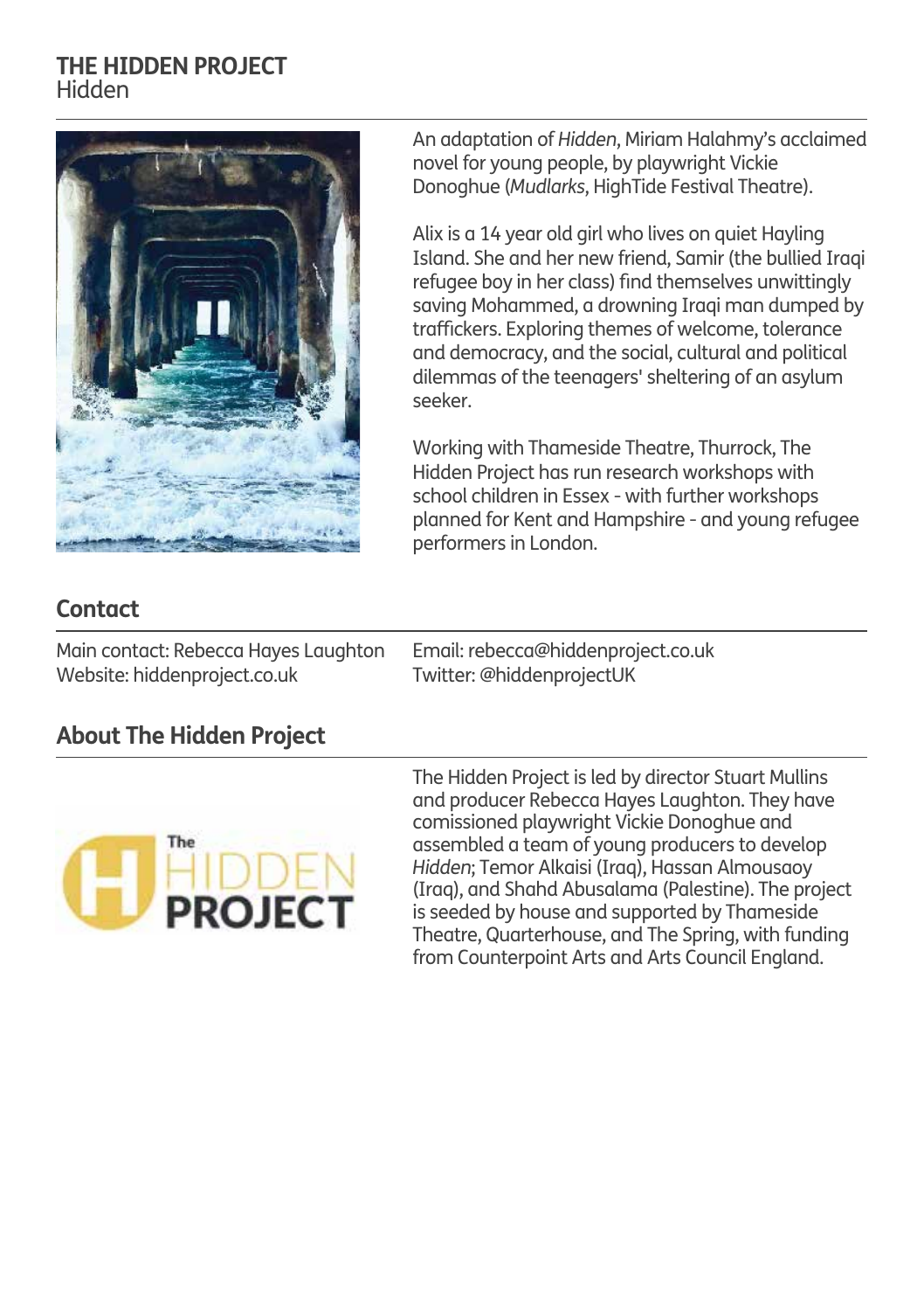## THE HIDDEN PROJECT
Hidden

An adaptation of *Hidden*, Miriam Halahmy's acclaimed novel for young people, by playwright Vickie Donoghue (*Mudlarks*, HighTide Festival Theatre).

Alix is a 14 year old girl who lives on quiet Hayling Island. She and her new friend, Samir (the bullied Iraqi refugee boy in her class) find themselves unwittingly saving Mohammed, a drowning Iraqi man dumped by traffickers. Exploring themes of welcome, tolerance and democracy, and the social, cultural and political dilemmas of the teenagers' sheltering of an asylum seeker.

Working with Thameside Theatre, Thurrock, The Hidden Project has run research workshops with school children in Essex - with further workshops planned for Kent and Hampshire - and young refugee performers in London.

## Contact

Main contact: Rebecca Hayes Laughton
Website: hiddenproject.co.uk
Email: rebecca@hiddenproject.co.uk
Twitter: @hiddenprojectUK

## About The Hidden Project

The Hidden Project is led by director Stuart Mullins and producer Rebecca Hayes Laughton. They have comissioned playwright Vickie Donoghue and assembled a team of young producers to develop *Hidden*; Temor Alkaisi (Iraq), Hassan Almousaoy (Iraq), and Shahd Abusalama (Palestine). The project is seeded by house and supported by Thameside Theatre, Quarterhouse, and The Spring, with funding from Counterpoint Arts and Arts Council England.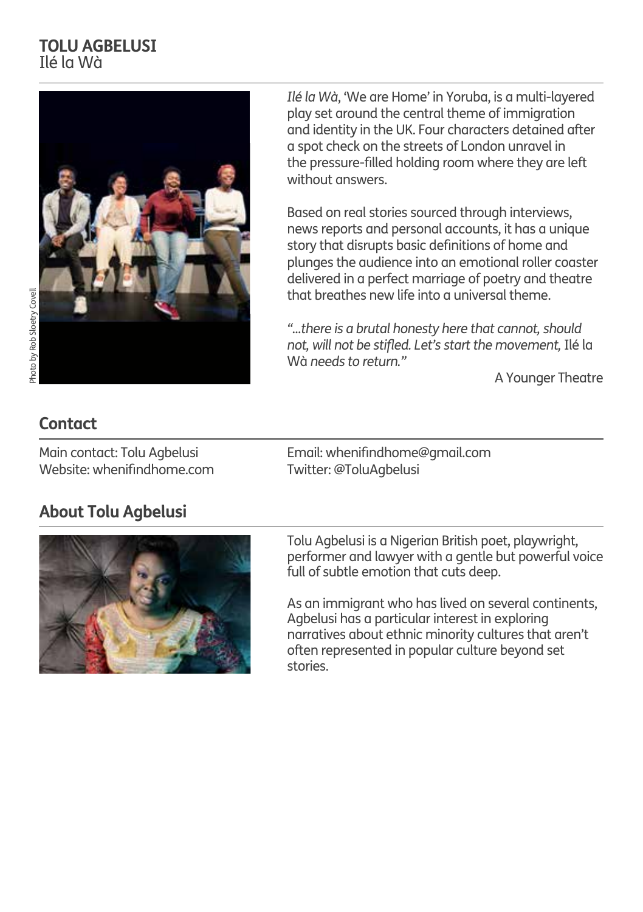# TOLU AGBELUSI

Ilé la Wà

Photo by Rob Sloetry Covell

*Ilé la Wà*, 'We are Home' in Yoruba, is a multi-layered play set around the central theme of immigration and identity in the UK. Four characters detained after a spot check on the streets of London unravel in the pressure-filled holding room where they are left without answers.

Based on real stories sourced through interviews, news reports and personal accounts, it has a unique story that disrupts basic definitions of home and plunges the audience into an emotional roller coaster delivered in a perfect marriage of poetry and theatre that breathes new life into a universal theme.

*"...there is a brutal honesty here that cannot, should not, will not be stifled. Let's start the movement,* Ilé la Wà *needs to return."*

A Younger Theatre

## Contact

Main contact: Tolu Agbelusi
Website: whenifindhome.com
Email: whenifindhome@gmail.com
Twitter: @ToluAgbelusi

## About Tolu Agbelusi

Tolu Agbelusi is a Nigerian British poet, playwright, performer and lawyer with a gentle but powerful voice full of subtle emotion that cuts deep.

As an immigrant who has lived on several continents, Agbelusi has a particular interest in exploring narratives about ethnic minority cultures that aren't often represented in popular culture beyond set stories.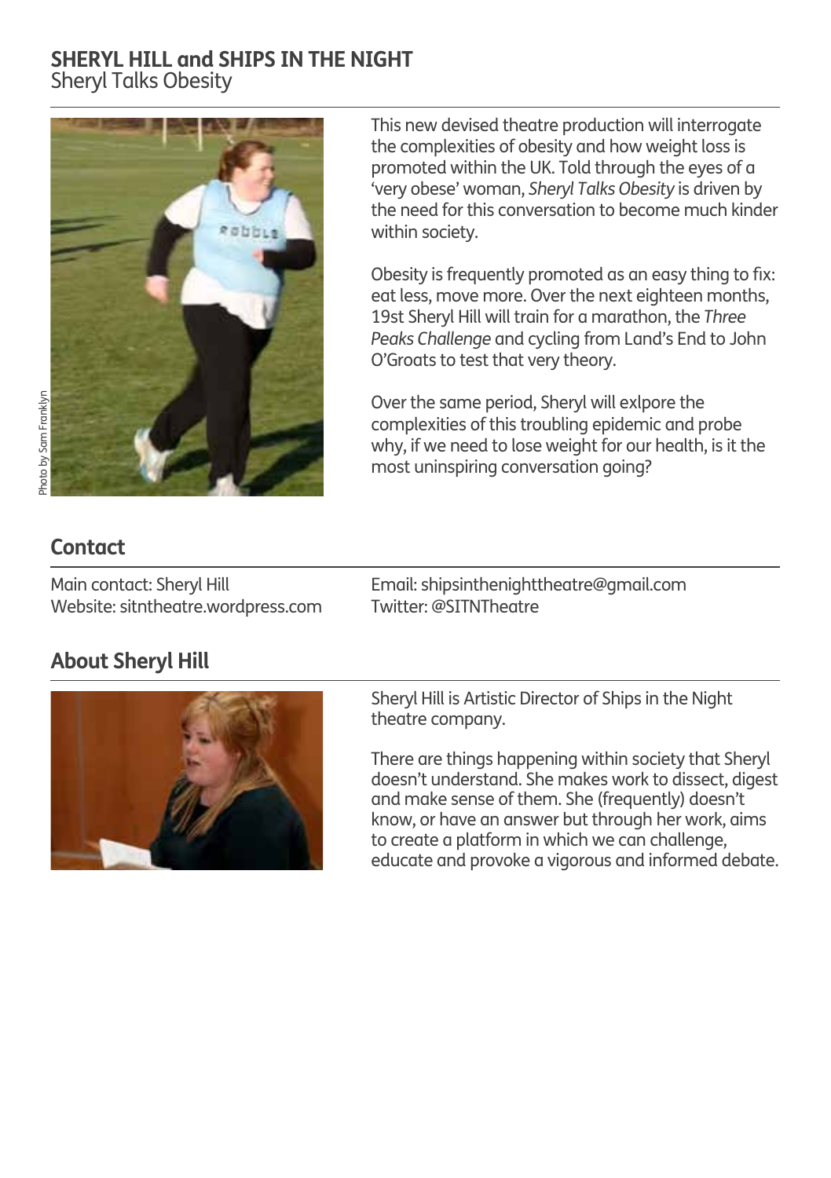## SHERYL HILL and SHIPS IN THE NIGHT
Sheryl Talks Obesity

Photo by Sam Franklyn

This new devised theatre production will interrogate the complexities of obesity and how weight loss is promoted within the UK. Told through the eyes of a 'very obese' woman, *Sheryl Talks Obesity* is driven by the need for this conversation to become much kinder within society.

Obesity is frequently promoted as an easy thing to fix: eat less, move more. Over the next eighteen months, 19st Sheryl Hill will train for a marathon, the *Three Peaks Challenge* and cycling from Land's End to John O'Groats to test that very theory.

Over the same period, Sheryl will exlpore the complexities of this troubling epidemic and probe why, if we need to lose weight for our health, is it the most uninspiring conversation going?

### Contact

Main contact: Sheryl Hill
Website: sitntheatre.wordpress.com
Email: shipsinthenighttheatre@gmail.com
Twitter: @SITNTheatre

### About Sheryl Hill

Sheryl Hill is Artistic Director of Ships in the Night theatre company.

There are things happening within society that Sheryl doesn't understand. She makes work to dissect, digest and make sense of them. She (frequently) doesn't know, or have an answer but through her work, aims to create a platform in which we can challenge, educate and provoke a vigorous and informed debate.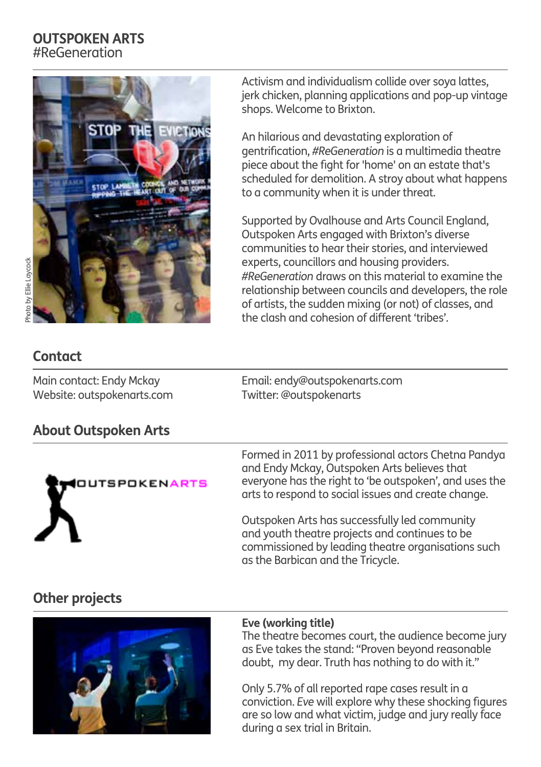# OUTSPOKEN ARTS
#ReGeneration

Photo by Ellie Laycock

Activism and individualism collide over soya lattes, jerk chicken, planning applications and pop-up vintage shops. Welcome to Brixton.

An hilarious and devastating exploration of gentrification, *#ReGeneration* is a multimedia theatre piece about the fight for 'home' on an estate that's scheduled for demolition. A stroy about what happens to a community when it is under threat.

Supported by Ovalhouse and Arts Council England, Outspoken Arts engaged with Brixton's diverse communities to hear their stories, and interviewed experts, councillors and housing providers. *#ReGeneration* draws on this material to examine the relationship between councils and developers, the role of artists, the sudden mixing (or not) of classes, and the clash and cohesion of different 'tribes'.

## Contact

Main contact: Endy Mckay
Website: outspokenarts.com
Email: endy@outspokenarts.com
Twitter: @outspokenarts

## About Outspoken Arts

Formed in 2011 by professional actors Chetna Pandya and Endy Mckay, Outspoken Arts believes that everyone has the right to 'be outspoken', and uses the arts to respond to social issues and create change.

Outspoken Arts has successfully led community and youth theatre projects and continues to be commissioned by leading theatre organisations such as the Barbican and the Tricycle.

## Other projects

**Eve (working title)**
The theatre becomes court, the audience become jury as Eve takes the stand: "Proven beyond reasonable doubt, my dear. Truth has nothing to do with it."

Only 5.7% of all reported rape cases result in a conviction. *Eve* will explore why these shocking figures are so low and what victim, judge and jury really face during a sex trial in Britain.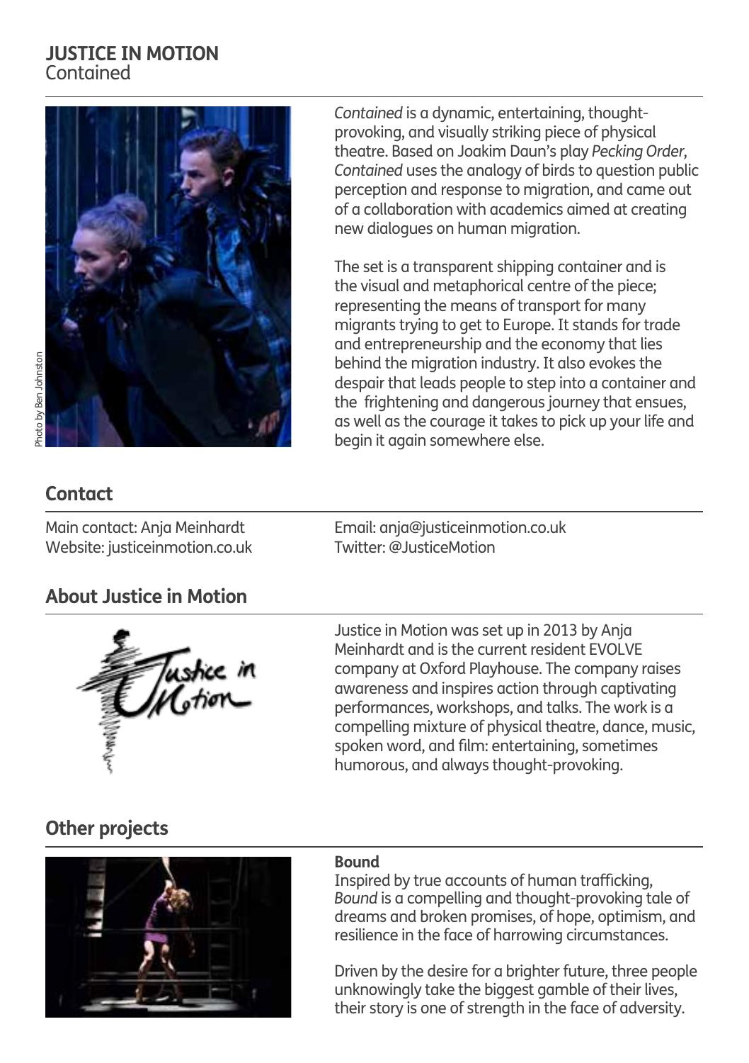# JUSTICE IN MOTION
Contained

Photo by Ben Johnston

*Contained* is a dynamic, entertaining, thought-provoking, and visually striking piece of physical theatre. Based on Joakim Daun's play *Pecking Order*, *Contained* uses the analogy of birds to question public perception and response to migration, and came out of a collaboration with academics aimed at creating new dialogues on human migration.

The set is a transparent shipping container and is the visual and metaphorical centre of the piece; representing the means of transport for many migrants trying to get to Europe. It stands for trade and entrepreneurship and the economy that lies behind the migration industry. It also evokes the despair that leads people to step into a container and the frightening and dangerous journey that ensues, as well as the courage it takes to pick up your life and begin it again somewhere else.

## Contact

Main contact: Anja Meinhardt
Website: justiceinmotion.co.uk
Email: anja@justiceinmotion.co.uk
Twitter: @JusticeMotion

## About Justice in Motion

Justice in Motion was set up in 2013 by Anja Meinhardt and is the current resident EVOLVE company at Oxford Playhouse. The company raises awareness and inspires action through captivating performances, workshops, and talks. The work is a compelling mixture of physical theatre, dance, music, spoken word, and film: entertaining, sometimes humorous, and always thought-provoking.

## Other projects

**Bound**
Inspired by true accounts of human trafficking, *Bound* is a compelling and thought-provoking tale of dreams and broken promises, of hope, optimism, and resilience in the face of harrowing circumstances.

Driven by the desire for a brighter future, three people unknowingly take the biggest gamble of their lives, their story is one of strength in the face of adversity.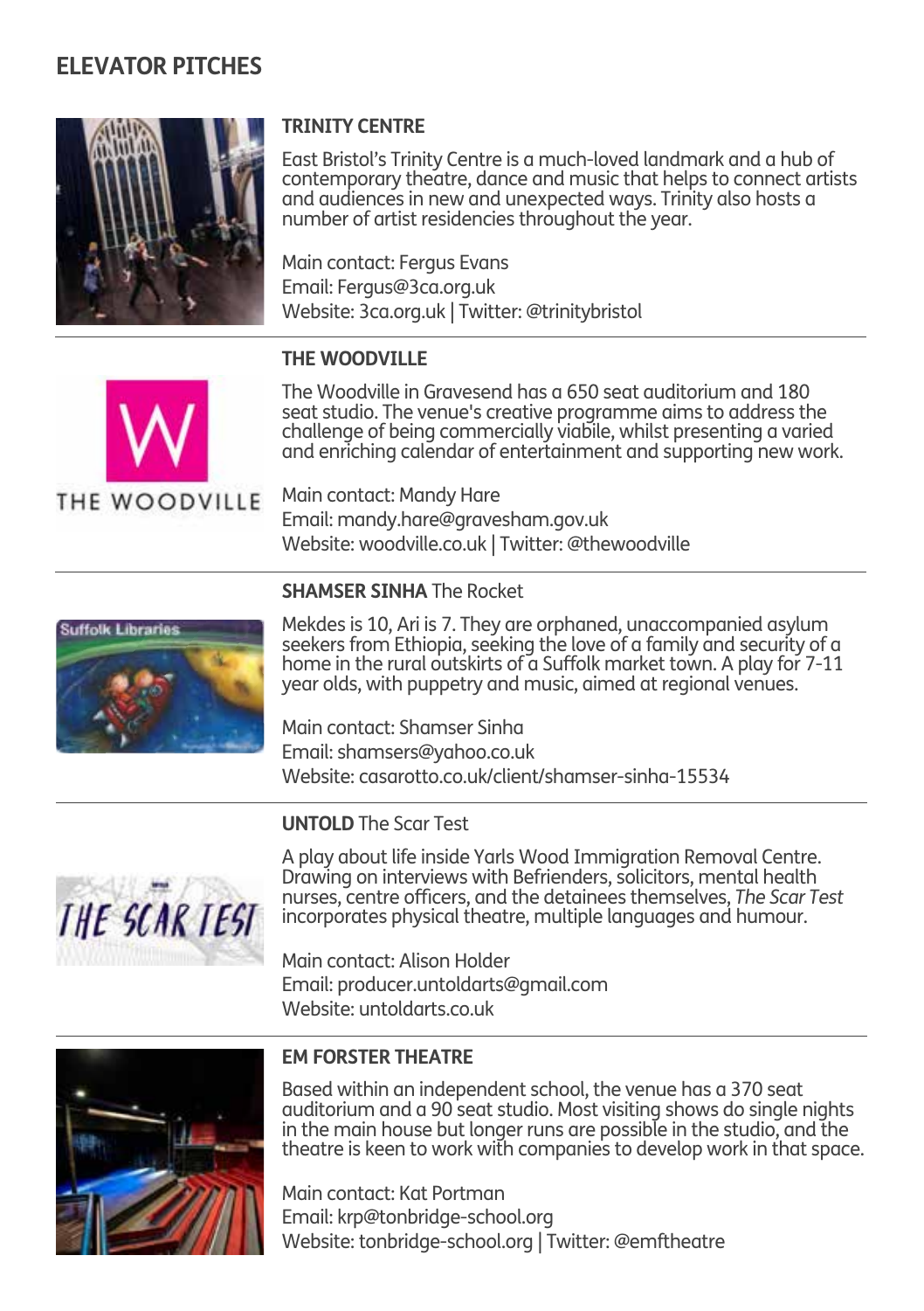# ELEVATOR PITCHES

### TRINITY CENTRE

East Bristol's Trinity Centre is a much-loved landmark and a hub of contemporary theatre, dance and music that helps to connect artists and audiences in new and unexpected ways. Trinity also hosts a number of artist residencies throughout the year.

Main contact: Fergus Evans
Email: Fergus@3ca.org.uk
Website: 3ca.org.uk | Twitter: @trinitybristol

### THE WOODVILLE

The Woodville in Gravesend has a 650 seat auditorium and 180 seat studio. The venue's creative programme aims to address the challenge of being commercially viabile, whilst presenting a varied and enriching calendar of entertainment and supporting new work.

Main contact: Mandy Hare
Email: mandy.hare@gravesham.gov.uk
Website: woodville.co.uk | Twitter: @thewoodville

### SHAMSER SINHA The Rocket

Mekdes is 10, Ari is 7. They are orphaned, unaccompanied asylum seekers from Ethiopia, seeking the love of a family and security of a home in the rural outskirts of a Suffolk market town. A play for 7-11 year olds, with puppetry and music, aimed at regional venues.

Main contact: Shamser Sinha
Email: shamsers@yahoo.co.uk
Website: casarotto.co.uk/client/shamser-sinha-15534

### UNTOLD The Scar Test

A play about life inside Yarls Wood Immigration Removal Centre. Drawing on interviews with Befrienders, solicitors, mental health nurses, centre officers, and the detainees themselves, *The Scar Test* incorporates physical theatre, multiple languages and humour.

Main contact: Alison Holder
Email: producer.untoldarts@gmail.com
Website: untoldarts.co.uk

### EM FORSTER THEATRE

Based within an independent school, the venue has a 370 seat auditorium and a 90 seat studio. Most visiting shows do single nights in the main house but longer runs are possible in the studio, and the theatre is keen to work with companies to develop work in that space.

Main contact: Kat Portman
Email: krp@tonbridge-school.org
Website: tonbridge-school.org | Twitter: @emftheatre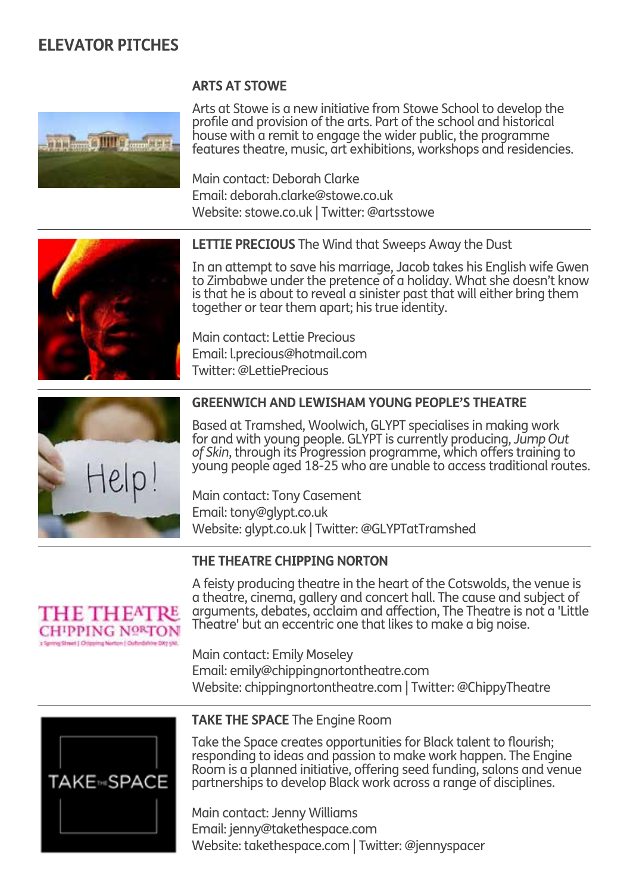# ELEVATOR PITCHES

## ARTS AT STOWE

Arts at Stowe is a new initiative from Stowe School to develop the profile and provision of the arts. Part of the school and historical house with a remit to engage the wider public, the programme features theatre, music, art exhibitions, workshops and residencies.

Main contact: Deborah Clarke
Email: deborah.clarke@stowe.co.uk
Website: stowe.co.uk | Twitter: @artsstowe

## **LETTIE PRECIOUS** The Wind that Sweeps Away the Dust

In an attempt to save his marriage, Jacob takes his English wife Gwen to Zimbabwe under the pretence of a holiday. What she doesn't know is that he is about to reveal a sinister past that will either bring them together or tear them apart; his true identity.

Main contact: Lettie Precious
Email: l.precious@hotmail.com
Twitter: @LettiePrecious

## GREENWICH AND LEWISHAM YOUNG PEOPLE'S THEATRE

Based at Tramshed, Woolwich, GLYPT specialises in making work for and with young people. GLYPT is currently producing, *Jump Out of Skin*, through its Progression programme, which offers training to young people aged 18-25 who are unable to access traditional routes.

Main contact: Tony Casement
Email: tony@glypt.co.uk
Website: glypt.co.uk | Twitter: @GLYPTatTramshed

## THE THEATRE CHIPPING NORTON

A feisty producing theatre in the heart of the Cotswolds, the venue is a theatre, cinema, gallery and concert hall. The cause and subject of arguments, debates, acclaim and affection, The Theatre is not a 'Little Theatre' but an eccentric one that likes to make a big noise.

Main contact: Emily Moseley
Email: emily@chippingnortontheatre.com
Website: chippingnortontheatre.com | Twitter: @ChippyTheatre

## **TAKE THE SPACE** The Engine Room

Take the Space creates opportunities for Black talent to flourish; responding to ideas and passion to make work happen. The Engine Room is a planned initiative, offering seed funding, salons and venue partnerships to develop Black work across a range of disciplines.

Main contact: Jenny Williams
Email: jenny@takethespace.com
Website: takethespace.com | Twitter: @jennyspacer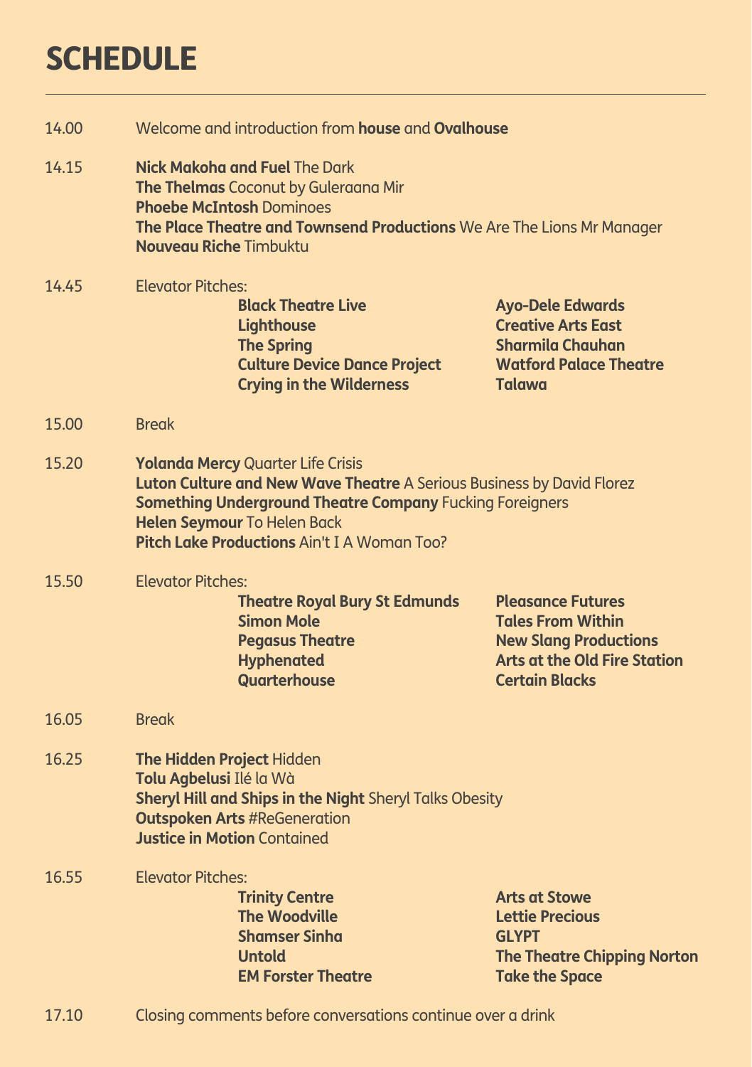# SCHEDULE

14.00 Welcome and introduction from **house** and **Ovalhouse**

14.15
**Nick Makoha and Fuel** The Dark
**The Thelmas** Coconut by Guleraana Mir
**Phoebe McIntosh** Dominoes
**The Place Theatre and Townsend Productions** We Are The Lions Mr Manager
**Nouveau Riche** Timbuktu

14.45 Elevator Pitches:

**Black Theatre Live**
**Lighthouse**
**The Spring**
**Culture Device Dance Project**
**Crying in the Wilderness**
**Ayo-Dele Edwards**
**Creative Arts East**
**Sharmila Chauhan**
**Watford Palace Theatre**
**Talawa**

15.00 Break

15.20
**Yolanda Mercy** Quarter Life Crisis
**Luton Culture and New Wave Theatre** A Serious Business by David Florez
**Something Underground Theatre Company** Fucking Foreigners
**Helen Seymour** To Helen Back
**Pitch Lake Productions** Ain't I A Woman Too?

15.50 Elevator Pitches:

**Theatre Royal Bury St Edmunds**
**Simon Mole**
**Pegasus Theatre**
**Hyphenated**
**Quarterhouse**
**Pleasance Futures**
**Tales From Within**
**New Slang Productions**
**Arts at the Old Fire Station**
**Certain Blacks**

16.05 Break

16.25
**The Hidden Project** Hidden
**Tolu Agbelusi** Ilé la Wà
**Sheryl Hill and Ships in the Night** Sheryl Talks Obesity
**Outspoken Arts** #ReGeneration
**Justice in Motion** Contained

16.55 Elevator Pitches:

**Trinity Centre**
**The Woodville**
**Shamser Sinha**
**Untold**
**EM Forster Theatre**
**Arts at Stowe**
**Lettie Precious**
**GLYPT**
**The Theatre Chipping Norton**
**Take the Space**

17.10 Closing comments before conversations continue over a drink